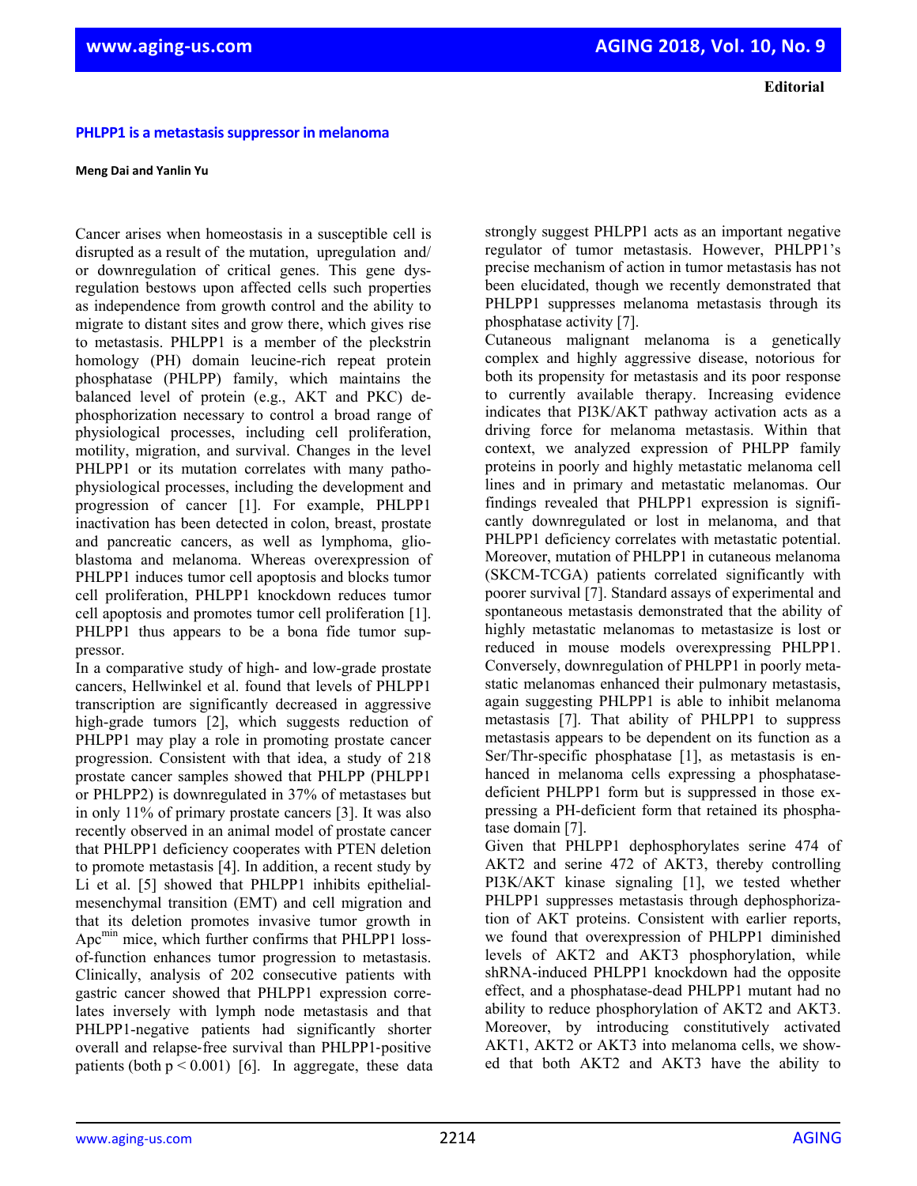**Editorial**

# PHLPP1 is a metastasis suppressor in melanoma

**Meng Dai and Yanlin Yu**

Cancer arises when homeostasis in a susceptible cell is disrupted as a result of the mutation, upregulation and/or downregulation of critical genes. This gene dysregulation bestows upon affected cells such properties as independence from growth control and the ability to migrate to distant sites and grow there, which gives rise to metastasis. PHLPP1 is a member of the pleckstrin homology (PH) domain leucine-rich repeat protein phosphatase (PHLPP) family, which maintains the balanced level of protein (e.g., AKT and PKC) dephosphorization necessary to control a broad range of physiological processes, including cell proliferation, motility, migration, and survival. Changes in the level PHLPP1 or its mutation correlates with many pathophysiological processes, including the development and progression of cancer [1]. For example, PHLPP1 inactivation has been detected in colon, breast, prostate and pancreatic cancers, as well as lymphoma, glioblastoma and melanoma. Whereas overexpression of PHLPP1 induces tumor cell apoptosis and blocks tumor cell proliferation, PHLPP1 knockdown reduces tumor cell apoptosis and promotes tumor cell proliferation [1]. PHLPP1 thus appears to be a bona fide tumor suppressor.

In a comparative study of high- and low-grade prostate cancers, Hellwinkel et al. found that levels of PHLPP1 transcription are significantly decreased in aggressive high-grade tumors [2], which suggests reduction of PHLPP1 may play a role in promoting prostate cancer progression. Consistent with that idea, a study of 218 prostate cancer samples showed that PHLPP (PHLPP1 or PHLPP2) is downregulated in 37% of metastases but in only 11% of primary prostate cancers [3]. It was also recently observed in an animal model of prostate cancer that PHLPP1 deficiency cooperates with PTEN deletion to promote metastasis [4]. In addition, a recent study by Li et al. [5] showed that PHLPP1 inhibits epithelial-mesenchymal transition (EMT) and cell migration and that its deletion promotes invasive tumor growth in $Apc^{min}$ mice, which further confirms that PHLPP1 loss-of-function enhances tumor progression to metastasis. Clinically, analysis of 202 consecutive patients with gastric cancer showed that PHLPP1 expression correlates inversely with lymph node metastasis and that PHLPP1-negative patients had significantly shorter overall and relapse-free survival than PHLPP1-positive patients (both $p < 0.001$) [6]. In aggregate, these data strongly suggest PHLPP1 acts as an important negative regulator of tumor metastasis. However, PHLPP1's precise mechanism of action in tumor metastasis has not been elucidated, though we recently demonstrated that PHLPP1 suppresses melanoma metastasis through its phosphatase activity [7].

Cutaneous malignant melanoma is a genetically complex and highly aggressive disease, notorious for both its propensity for metastasis and its poor response to currently available therapy. Increasing evidence indicates that PI3K/AKT pathway activation acts as a driving force for melanoma metastasis. Within that context, we analyzed expression of PHLPP family proteins in poorly and highly metastatic melanoma cell lines and in primary and metastatic melanomas. Our findings revealed that PHLPP1 expression is significantly downregulated or lost in melanoma, and that PHLPP1 deficiency correlates with metastatic potential. Moreover, mutation of PHLPP1 in cutaneous melanoma (SKCM-TCGA) patients correlated significantly with poorer survival [7]. Standard assays of experimental and spontaneous metastasis demonstrated that the ability of highly metastatic melanomas to metastasize is lost or reduced in mouse models overexpressing PHLPP1. Conversely, downregulation of PHLPP1 in poorly metastatic melanomas enhanced their pulmonary metastasis, again suggesting PHLPP1 is able to inhibit melanoma metastasis [7]. That ability of PHLPP1 to suppress metastasis appears to be dependent on its function as a Ser/Thr-specific phosphatase [1], as metastasis is enhanced in melanoma cells expressing a phosphatase-deficient PHLPP1 form but is suppressed in those expressing a PH-deficient form that retained its phosphatase domain [7].

Given that PHLPP1 dephosphorylates serine 474 of AKT2 and serine 472 of AKT3, thereby controlling PI3K/AKT kinase signaling [1], we tested whether PHLPP1 suppresses metastasis through dephosphorization of AKT proteins. Consistent with earlier reports, we found that overexpression of PHLPP1 diminished levels of AKT2 and AKT3 phosphorylation, while shRNA-induced PHLPP1 knockdown had the opposite effect, and a phosphatase-dead PHLPP1 mutant had no ability to reduce phosphorylation of AKT2 and AKT3. Moreover, by introducing constitutively activated AKT1, AKT2 or AKT3 into melanoma cells, we showed that both AKT2 and AKT3 have the ability to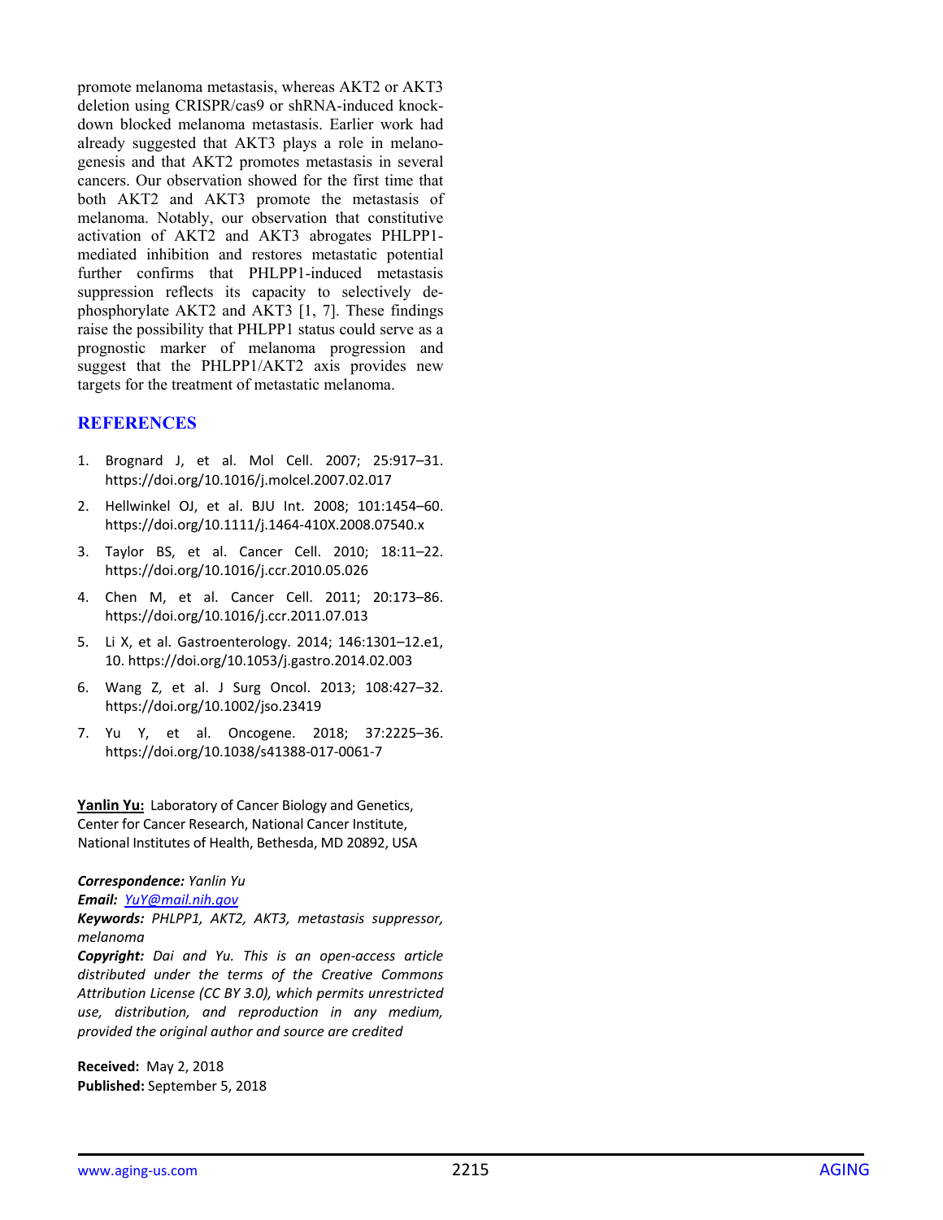promote melanoma metastasis, whereas AKT2 or AKT3 deletion using CRISPR/cas9 or shRNA-induced knock-down blocked melanoma metastasis. Earlier work had already suggested that AKT3 plays a role in melanogenesis and that AKT2 promotes metastasis in several cancers. Our observation showed for the first time that both AKT2 and AKT3 promote the metastasis of melanoma. Notably, our observation that constitutive activation of AKT2 and AKT3 abrogates PHLPP1-mediated inhibition and restores metastatic potential further confirms that PHLPP1-induced metastasis suppression reflects its capacity to selectively dephosphorylate AKT2 and AKT3 [1, 7]. These findings raise the possibility that PHLPP1 status could serve as a prognostic marker of melanoma progression and suggest that the PHLPP1/AKT2 axis provides new targets for the treatment of metastatic melanoma.

## REFERENCES

1. Brognard J, et al. Mol Cell. 2007; 25:917–31. https://doi.org/10.1016/j.molcel.2007.02.017
2. Hellwinkel OJ, et al. BJU Int. 2008; 101:1454–60. https://doi.org/10.1111/j.1464-410X.2008.07540.x
3. Taylor BS, et al. Cancer Cell. 2010; 18:11–22. https://doi.org/10.1016/j.ccr.2010.05.026
4. Chen M, et al. Cancer Cell. 2011; 20:173–86. https://doi.org/10.1016/j.ccr.2011.07.013
5. Li X, et al. Gastroenterology. 2014; 146:1301–12.e1, 10. https://doi.org/10.1053/j.gastro.2014.02.003
6. Wang Z, et al. J Surg Oncol. 2013; 108:427–32. https://doi.org/10.1002/jso.23419
7. Yu Y, et al. Oncogene. 2018; 37:2225–36. https://doi.org/10.1038/s41388-017-0061-7

**Yanlin Yu:** Laboratory of Cancer Biology and Genetics, Center for Cancer Research, National Cancer Institute, National Institutes of Health, Bethesda, MD 20892, USA

***Correspondence:*** *Yanlin Yu*
***Email:*** *YuY@mail.nih.gov*
***Keywords:*** *PHLPP1, AKT2, AKT3, metastasis suppressor, melanoma*
***Copyright:*** *Dai and Yu. This is an open-access article distributed under the terms of the Creative Commons Attribution License (CC BY 3.0), which permits unrestricted use, distribution, and reproduction in any medium, provided the original author and source are credited*

**Received:** May 2, 2018
**Published:** September 5, 2018